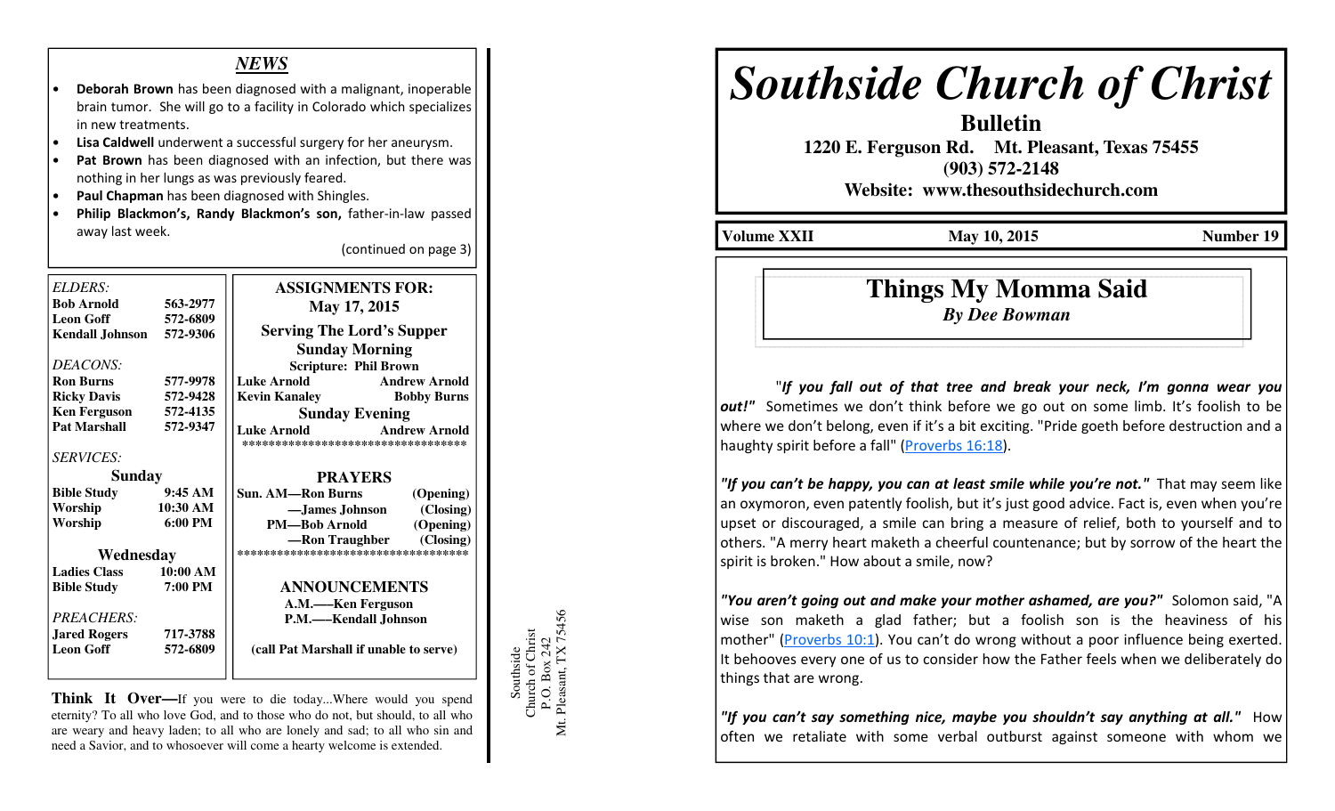## *NEWS*

- **Deborah Brown** has been diagnosed with a malignant, inoperable brain tumor. She will go to a facility in Colorado which specializes in new treatments.
- **Lisa Caldwell** underwent a successful surgery for her aneurysm.
- **Pat Brown** has been diagnosed with an infection, but there was nothing in her lungs as was previously feared.
- **Paul Chapman** has been diagnosed with Shingles.
- **Philip Blackmon's, Randy Blackmon's son,** father-in-law passed away last week.

(continued on page 3)

*ELDERS:*

| | |
|---|---|
| **Bob Arnold** | **563-2977** |
| **Leon Goff** | **572-6809** |
| **Kendall Johnson** | **572-9306** |

*DEACONS:*

| | |
|---|---|
| **Ron Burns** | **577-9978** |
| **Ricky Davis** | **572-9428** |
| **Ken Ferguson** | **572-4135** |
| **Pat Marshall** | **572-9347** |

*SERVICES:*

**Sunday**

| | |
|---|---|
| **Bible Study** | **9:45 AM** |
| **Worship** | **10:30 AM** |
| **Worship** | **6:00 PM** |

**Wednesday**

| | |
|---|---|
| **Ladies Class** | **10:00 AM** |
| **Bible Study** | **7:00 PM** |

*PREACHERS:*

| | |
|---|---|
| **Jared Rogers** | **717-3788** |
| **Leon Goff** | **572-6809** |

**ASSIGNMENTS FOR: May 17, 2015**

**Serving The Lord's Supper**

**Sunday Morning**

**Scripture: Phil Brown**

| | |
|---|---|
| **Luke Arnold** | **Andrew Arnold** |
| **Kevin Kanaley** | **Bobby Burns** |

**Sunday Evening**

| | |
|---|---|
| **Luke Arnold** | **Andrew Arnold** |

************************************

**PRAYERS**

| | |
|---|---|
| **Sun. AM—Ron Burns** | **(Opening)** |
| **—James Johnson** | **(Closing)** |
| **PM—Bob Arnold** | **(Opening)** |
| **—Ron Traughber** | **(Closing)** |

************************************

**ANNOUNCEMENTS**

**A.M.—Ken Ferguson**
**P.M.—Kendall Johnson**

**(call Pat Marshall if unable to serve)**

**Think It Over—**If you were to die today...Where would you spend eternity? To all who love God, and to those who do not, but should, to all who are weary and heavy laden; to all who are lonely and sad; to all who sin and need a Savior, and to whosoever will come a hearty welcome is extended.

Southside
Church of Christ
P.O. Box 242
Mt. Pleasant, TX 75456

# *Southside Church of Christ*

**Bulletin**

**1220 E. Ferguson Rd. Mt. Pleasant, Texas 75455**
**(903) 572-2148**
**Website: www.thesouthsidechurch.com**

**Volume XXII** | **May 10, 2015** | **Number 19**

## Things My Momma Said

***By Dee Bowman***

"***If you fall out of that tree and break your neck, I'm gonna wear you out!"*** Sometimes we don't think before we go out on some limb. It's foolish to be where we don't belong, even if it's a bit exciting. "Pride goeth before destruction and a haughty spirit before a fall" (Proverbs 16:18).

***"If you can't be happy, you can at least smile while you're not."*** That may seem like an oxymoron, even patently foolish, but it's just good advice. Fact is, even when you're upset or discouraged, a smile can bring a measure of relief, both to yourself and to others. "A merry heart maketh a cheerful countenance; but by sorrow of the heart the spirit is broken." How about a smile, now?

***"You aren't going out and make your mother ashamed, are you?"*** Solomon said, "A wise son maketh a glad father; but a foolish son is the heaviness of his mother" (Proverbs 10:1). You can't do wrong without a poor influence being exerted. It behooves every one of us to consider how the Father feels when we deliberately do things that are wrong.

***"If you can't say something nice, maybe you shouldn't say anything at all."*** How often we retaliate with some verbal outburst against someone with whom we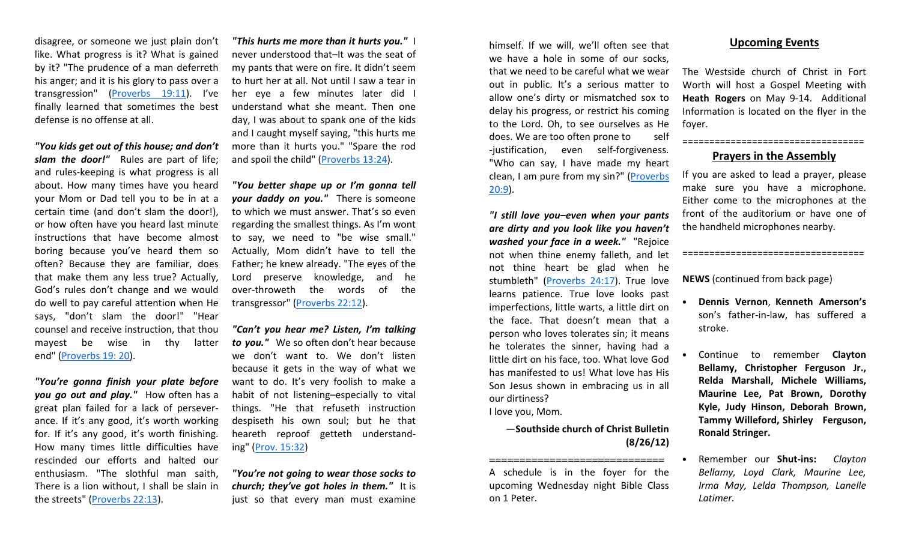disagree, or someone we just plain don't like. What progress is it? What is gained by it? "The prudence of a man deferreth his anger; and it is his glory to pass over a transgression" (Proverbs 19:11). I've finally learned that sometimes the best defense is no offense at all.

***"You kids get out of this house; and don't slam the door!"*** Rules are part of life; and rules-keeping is what progress is all about. How many times have you heard your Mom or Dad tell you to be in at a certain time (and don't slam the door!), or how often have you heard last minute instructions that have become almost boring because you've heard them so often? Because they are familiar, does that make them any less true? Actually, God's rules don't change and we would do well to pay careful attention when He says, "don't slam the door!" "Hear counsel and receive instruction, that thou mayest be wise in thy latter end" (Proverbs 19: 20).

***"You're gonna finish your plate before you go out and play."*** How often has a great plan failed for a lack of perseverance. If it's any good, it's worth working for. If it's any good, it's worth finishing. How many times little difficulties have rescinded our efforts and halted our enthusiasm. "The slothful man saith, There is a lion without, I shall be slain in the streets" (Proverbs 22:13).

***"This hurts me more than it hurts you."*** I never understood that–It was the seat of my pants that were on fire. It didn't seem to hurt her at all. Not until I saw a tear in her eye a few minutes later did I understand what she meant. Then one day, I was about to spank one of the kids and I caught myself saying, "this hurts me more than it hurts you." "Spare the rod and spoil the child" (Proverbs 13:24).

***"You better shape up or I'm gonna tell your daddy on you."*** There is someone to which we must answer. That's so even regarding the smallest things. As I'm wont to say, we need to "be wise small." Actually, Mom didn't have to tell the Father; he knew already. "The eyes of the Lord preserve knowledge, and he over-throweth the words of the transgressor" (Proverbs 22:12).

***"Can't you hear me? Listen, I'm talking to you."*** We so often don't hear because we don't want to. We don't listen because it gets in the way of what we want to do. It's very foolish to make a habit of not listening–especially to vital things. "He that refuseth instruction despiseth his own soul; but he that heareth reproof getteth understanding" (Prov. 15:32)

***"You're not going to wear those socks to church; they've got holes in them."*** It is just so that every man must examine himself. If we will, we'll often see that we have a hole in some of our socks, that we need to be careful what we wear out in public. It's a serious matter to allow one's dirty or mismatched sox to delay his progress, or restrict his coming to the Lord. Oh, to see ourselves as He does. We are too often prone to self -justification, even self-forgiveness. "Who can say, I have made my heart clean, I am pure from my sin?" (Proverbs 20:9).

***"I still love you–even when your pants are dirty and you look like you haven't washed your face in a week."*** "Rejoice not when thine enemy falleth, and let not thine heart be glad when he stumbleth" (Proverbs 24:17). True love learns patience. True love looks past imperfections, little warts, a little dirt on the face. That doesn't mean that a person who loves tolerates sin; it means he tolerates the sinner, having had a little dirt on his face, too. What love God has manifested to us! What love has His Son Jesus shown in embracing us in all our dirtiness?
I love you, Mom.

—**Southside church of Christ Bulletin (8/26/12)**

==============================

A schedule is in the foyer for the upcoming Wednesday night Bible Class on 1 Peter.

## Upcoming Events

The Westside church of Christ in Fort Worth will host a Gospel Meeting with **Heath Rogers** on May 9-14. Additional Information is located on the flyer in the foyer.

==================================

## Prayers in the Assembly

If you are asked to lead a prayer, please make sure you have a microphone. Either come to the microphones at the front of the auditorium or have one of the handheld microphones nearby.

==================================

**NEWS** (continued from back page)

- **Dennis Vernon**, **Kenneth Amerson's** son's father-in-law, has suffered a stroke.
- Continue to remember **Clayton Bellamy, Christopher Ferguson Jr., Relda Marshall, Michele Williams, Maurine Lee, Pat Brown, Dorothy Kyle, Judy Hinson, Deborah Brown, Tammy Willeford, Shirley Ferguson, Ronald Stringer.**
- Remember our **Shut-ins:** *Clayton Bellamy, Loyd Clark, Maurine Lee, Irma May, Lelda Thompson, Lanelle Latimer.*